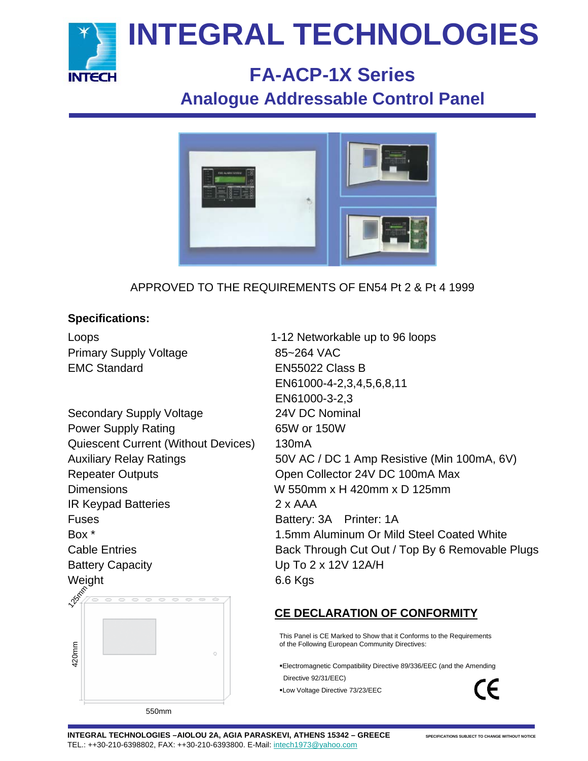# INTEGRAL TECHNOLOGIES

INTECH

## FA-ACP-1X Series

## Analogue Addressable Control Panel

APPROVED TO THE REQUIREMENTS OF EN54 Pt 2 & Pt 4 1999

**Specifications:**

| | |
|---|---|
| Loops | 1-12 Networkable up to 96 loops |
| Primary Supply Voltage | 85~264 VAC |
| EMC Standard | EN55022 Class B<br>EN61000-4-2,3,4,5,6,8,11<br>EN61000-3-2,3 |
| Secondary Supply Voltage | 24V DC Nominal |
| Power Supply Rating | 65W or 150W |
| Quiescent Current (Without Devices) | 130mA |
| Auxiliary Relay Ratings | 50V AC / DC 1 Amp Resistive (Min 100mA, 6V) |
| Repeater Outputs | Open Collector 24V DC 100mA Max |
| Dimensions | W 550mm x H 420mm x D 125mm |
| IR Keypad Batteries | 2 x AAA |
| Fuses | Battery: 3A Printer: 1A |
| Box * | 1.5mm Aluminum Or Mild Steel Coated White |
| Cable Entries | Back Through Cut Out / Top By 6 Removable Plugs |
| Battery Capacity | Up To 2 x 12V 12A/H |
| Weight | 6.6 Kgs |

125mm

420mm

550mm

## CE DECLARATION OF CONFORMITY

This Panel is CE Marked to Show that it Conforms to the Requirements of the Following European Community Directives:

- Electromagnetic Compatibility Directive 89/336/EEC (and the Amending Directive 92/31/EEC)
- Low Voltage Directive 73/23/EEC

CE

INTEGRAL TECHNOLOGIES –AIOLOU 2A, AGIA PARASKEVI, ATHENS 15342 – GREECE
TEL.: ++30-210-6398802, FAX: ++30-210-6393800. E-Mail: intech1973@yahoo.com

SPECIFICATIONS SUBJECT TO CHANGE WITHOUT NOTICE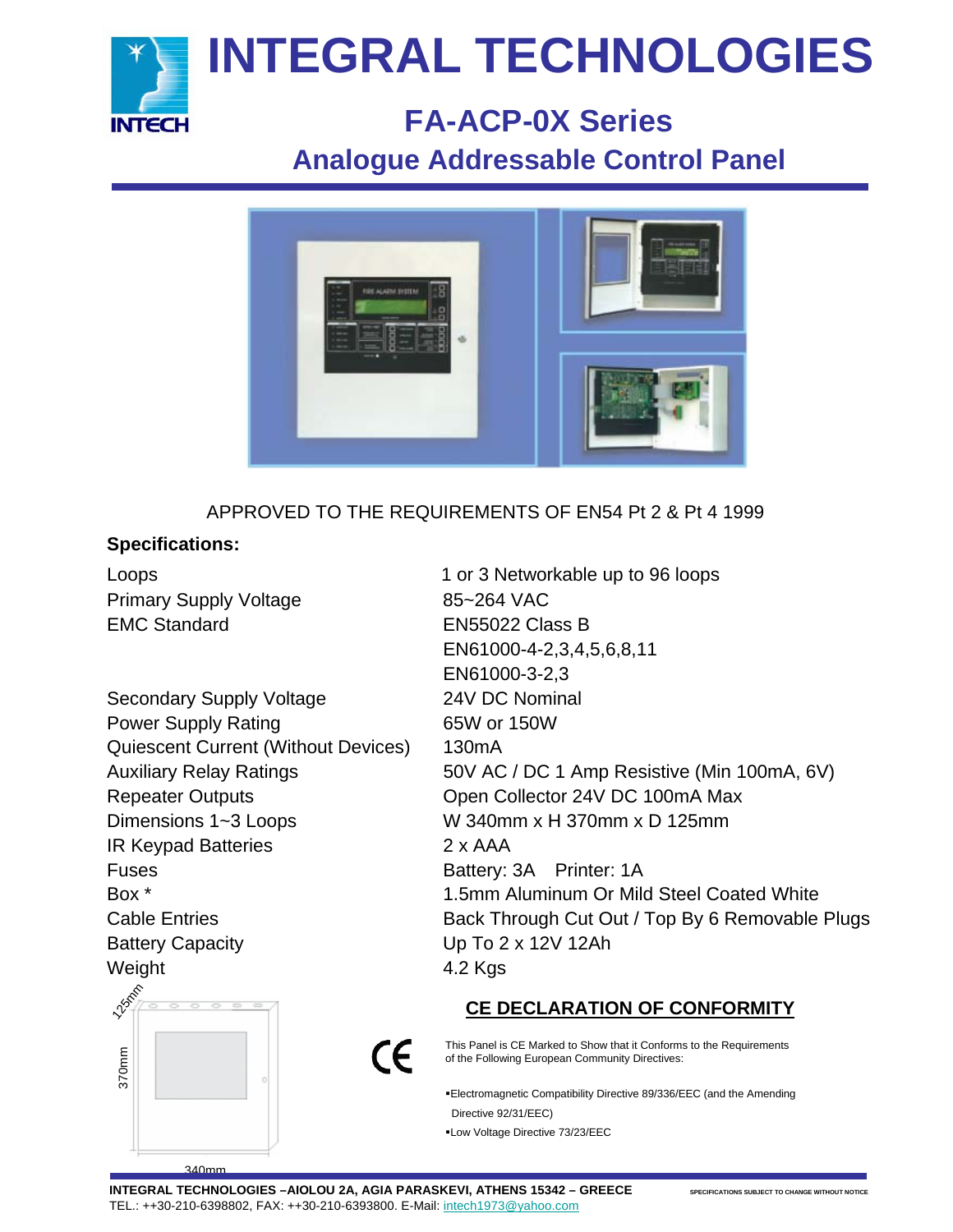# INTEGRAL TECHNOLOGIES

## FA-ACP-0X Series

## Analogue Addressable Control Panel

APPROVED TO THE REQUIREMENTS OF EN54 Pt 2 & Pt 4 1999

**Specifications:**

| | |
|---|---|
| Loops | 1 or 3 Networkable up to 96 loops |
| Primary Supply Voltage | 85~264 VAC |
| EMC Standard | EN55022 Class B<br>EN61000-4-2,3,4,5,6,8,11<br>EN61000-3-2,3 |
| Secondary Supply Voltage | 24V DC Nominal |
| Power Supply Rating | 65W or 150W |
| Quiescent Current (Without Devices) | 130mA |
| Auxiliary Relay Ratings | 50V AC / DC 1 Amp Resistive (Min 100mA, 6V) |
| Repeater Outputs | Open Collector 24V DC 100mA Max |
| Dimensions 1~3 Loops | W 340mm x H 370mm x D 125mm |
| IR Keypad Batteries | 2 x AAA |
| Fuses | Battery: 3A Printer: 1A |
| Box * | 1.5mm Aluminum Or Mild Steel Coated White |
| Cable Entries | Back Through Cut Out / Top By 6 Removable Plugs |
| Battery Capacity | Up To 2 x 12V 12Ah |
| Weight | 4.2 Kgs |

125mm

370mm

340mm

**CE DECLARATION OF CONFORMITY**

This Panel is CE Marked to Show that it Conforms to the Requirements of the Following European Community Directives:

- Electromagnetic Compatibility Directive 89/336/EEC (and the Amending Directive 92/31/EEC)
- Low Voltage Directive 73/23/EEC

INTEGRAL TECHNOLOGIES –AIOLOU 2A, AGIA PARASKEVI, ATHENS 15342 – GREECE

SPECIFICATIONS SUBJECT TO CHANGE WITHOUT NOTICE

TEL.: ++30-210-6398802, FAX: ++30-210-6393800. E-Mail: intech1973@yahoo.com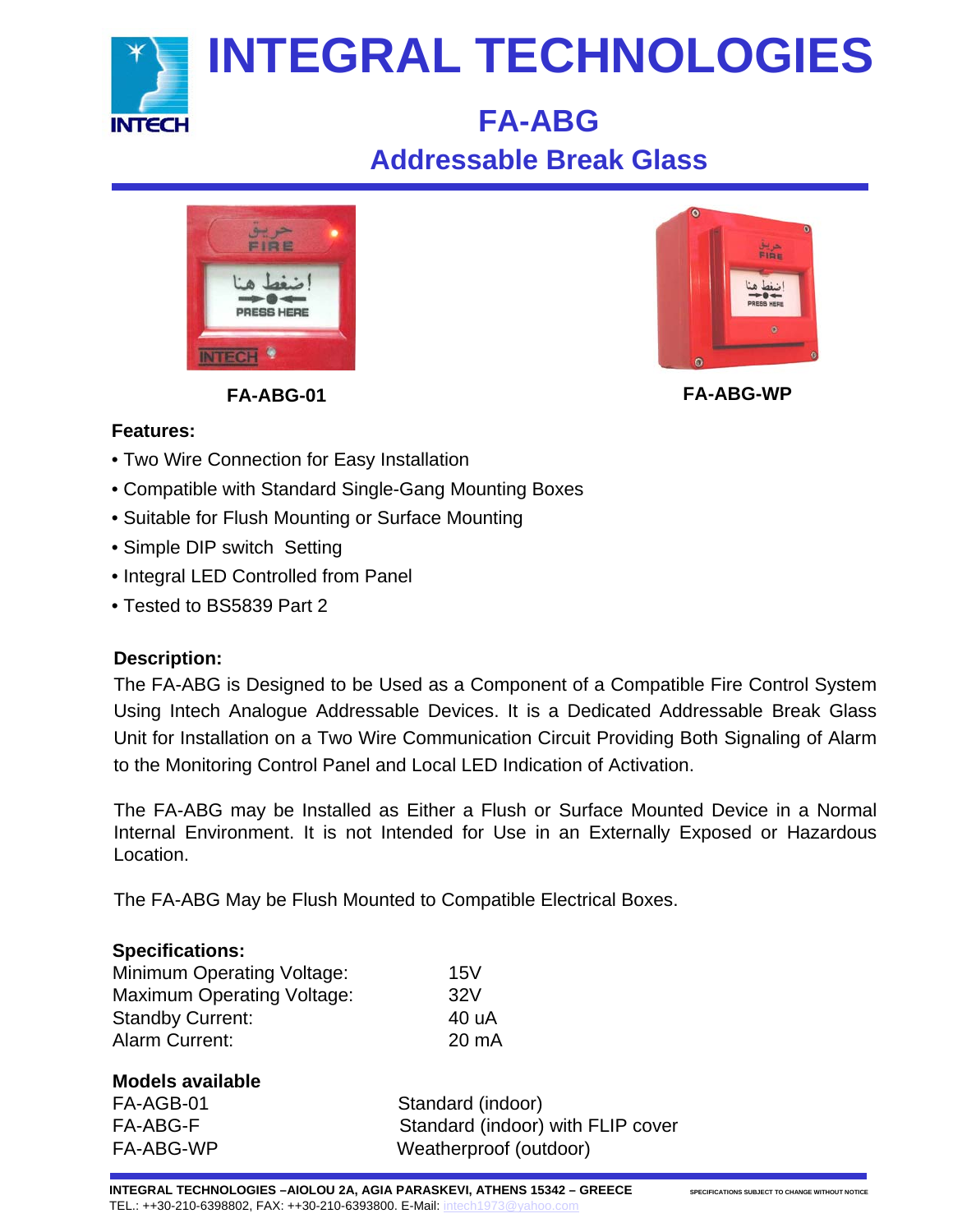# INTEGRAL TECHNOLOGIES

## FA-ABG

## Addressable Break Glass

**FA-ABG-01** **FA-ABG-WP**

**Features:**

- Two Wire Connection for Easy Installation
- Compatible with Standard Single-Gang Mounting Boxes
- Suitable for Flush Mounting or Surface Mounting
- Simple DIP switch Setting
- Integral LED Controlled from Panel
- Tested to BS5839 Part 2

**Description:**

The FA-ABG is Designed to be Used as a Component of a Compatible Fire Control System Using Intech Analogue Addressable Devices. It is a Dedicated Addressable Break Glass Unit for Installation on a Two Wire Communication Circuit Providing Both Signaling of Alarm to the Monitoring Control Panel and Local LED Indication of Activation.

The FA-ABG may be Installed as Either a Flush or Surface Mounted Device in a Normal Internal Environment. It is not Intended for Use in an Externally Exposed or Hazardous Location.

The FA-ABG May be Flush Mounted to Compatible Electrical Boxes.

**Specifications:**

| | |
|---|---|
| Minimum Operating Voltage: | 15V |
| Maximum Operating Voltage: | 32V |
| Standby Current: | 40 uA |
| Alarm Current: | 20 mA |

**Models available**

| | |
|---|---|
| FA-AGB-01 | Standard (indoor) |
| FA-ABG-F | Standard (indoor) with FLIP cover |
| FA-ABG-WP | Weatherproof (outdoor) |

INTEGRAL TECHNOLOGIES –AIOLOU 2A, AGIA PARASKEVI, ATHENS 15342 – GREECE SPECIFICATIONS SUBJECT TO CHANGE WITHOUT NOTICE
TEL.: ++30-210-6398802, FAX: ++30-210-6393800. E-Mail: intech1973@yahoo.com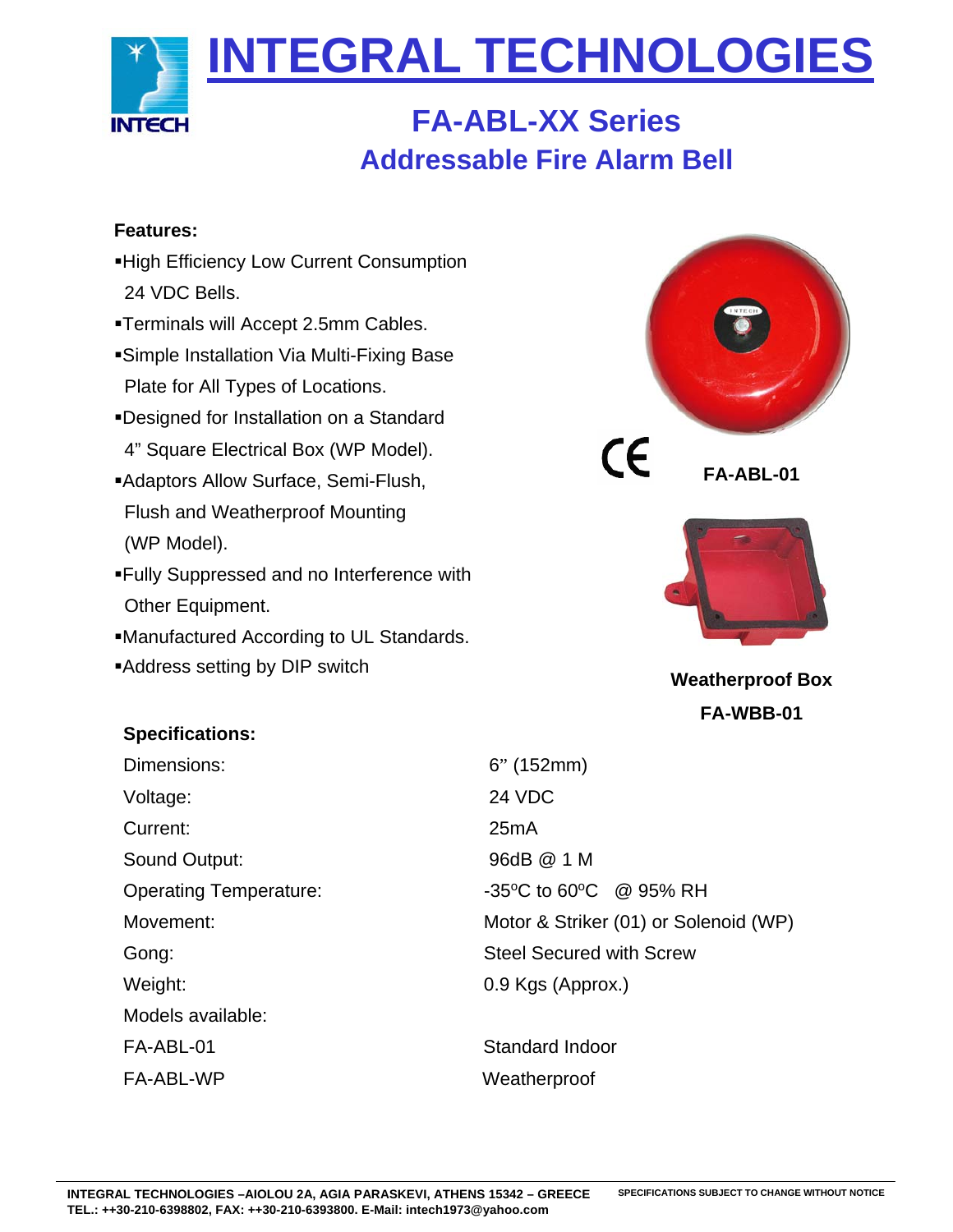# INTEGRAL TECHNOLOGIES

## FA-ABL-XX Series
## Addressable Fire Alarm Bell

**Features:**

- High Efficiency Low Current Consumption 24 VDC Bells.
- Terminals will Accept 2.5mm Cables.
- Simple Installation Via Multi-Fixing Base Plate for All Types of Locations.
- Designed for Installation on a Standard 4" Square Electrical Box (WP Model).
- Adaptors Allow Surface, Semi-Flush, Flush and Weatherproof Mounting (WP Model).
- Fully Suppressed and no Interference with Other Equipment.
- Manufactured According to UL Standards.
- Address setting by DIP switch

CE

**FA-ABL-01**

**Weatherproof Box**
**FA-WBB-01**

**Specifications:**

| | |
|---|---|
| Dimensions: | 6" (152mm) |
| Voltage: | 24 VDC |
| Current: | 25mA |
| Sound Output: | 96dB @ 1 M |
| Operating Temperature: | -35°C to 60°C @ 95% RH |
| Movement: | Motor & Striker (01) or Solenoid (WP) |
| Gong: | Steel Secured with Screw |
| Weight: | 0.9 Kgs (Approx.) |
| Models available: | |
| FA-ABL-01 | Standard Indoor |
| FA-ABL-WP | Weatherproof |

**INTEGRAL TECHNOLOGIES –AIOLOU 2A, AGIA PARASKEVI, ATHENS 15342 – GREECE**
**TEL.: ++30-210-6398802, FAX: ++30-210-6393800. E-Mail: intech1973@yahoo.com**

**SPECIFICATIONS SUBJECT TO CHANGE WITHOUT NOTICE**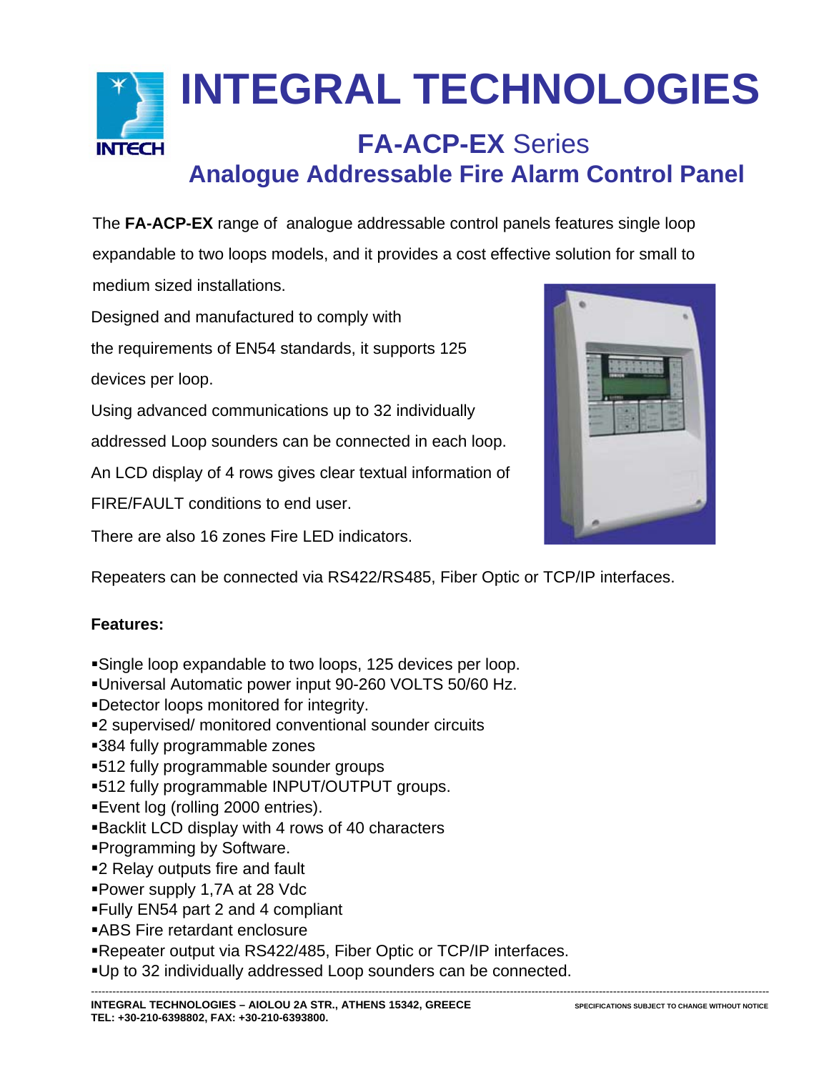# INTEGRAL TECHNOLOGIES

## **FA-ACP-EX** Series

## Analogue Addressable Fire Alarm Control Panel

The **FA-ACP-EX** range of analogue addressable control panels features single loop expandable to two loops models, and it provides a cost effective solution for small to medium sized installations.

Designed and manufactured to comply with the requirements of EN54 standards, it supports 125 devices per loop.

Using advanced communications up to 32 individually addressed Loop sounders can be connected in each loop.

An LCD display of 4 rows gives clear textual information of FIRE/FAULT conditions to end user.

There are also 16 zones Fire LED indicators.

Repeaters can be connected via RS422/RS485, Fiber Optic or TCP/IP interfaces.

**Features:**

- Single loop expandable to two loops, 125 devices per loop.
- Universal Automatic power input 90-260 VOLTS 50/60 Hz.
- Detector loops monitored for integrity.
- 2 supervised/ monitored conventional sounder circuits
- 384 fully programmable zones
- 512 fully programmable sounder groups
- 512 fully programmable INPUT/OUTPUT groups.
- Event log (rolling 2000 entries).
- Backlit LCD display with 4 rows of 40 characters
- Programming by Software.
- 2 Relay outputs fire and fault
- Power supply 1,7A at 28 Vdc
- Fully EN54 part 2 and 4 compliant
- ABS Fire retardant enclosure
- Repeater output via RS422/485, Fiber Optic or TCP/IP interfaces.
- Up to 32 individually addressed Loop sounders can be connected.

**INTEGRAL TECHNOLOGIES – AIOLOU 2A STR., ATHENS 15342, GREECE**
**TEL: +30-210-6398802, FAX: +30-210-6393800.**

SPECIFICATIONS SUBJECT TO CHANGE WITHOUT NOTICE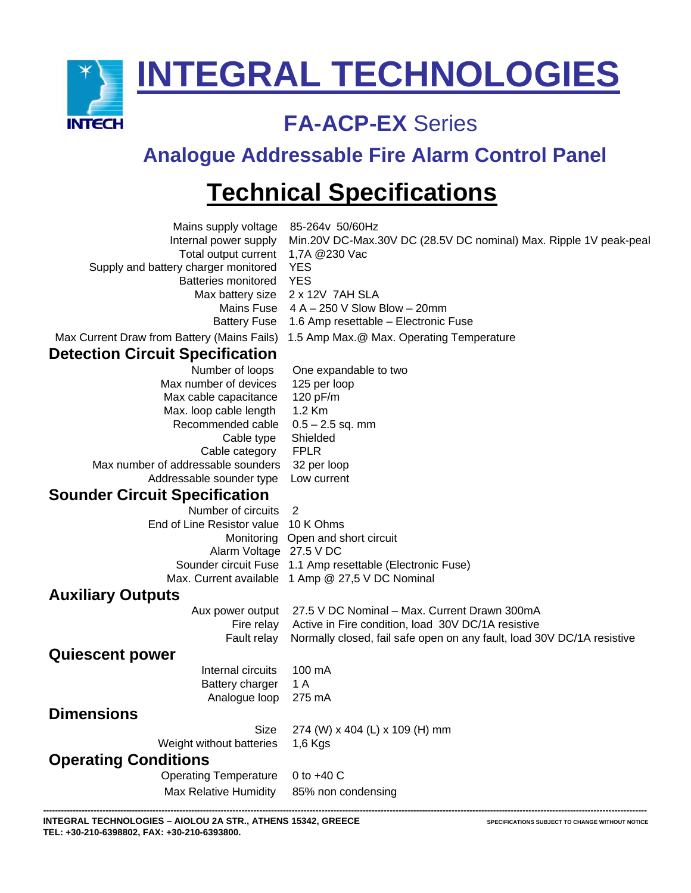# INTEGRAL TECHNOLOGIES

## FA-ACP-EX Series

## Analogue Addressable Fire Alarm Control Panel

# Technical Specifications

| | |
|---|---|
| Mains supply voltage | 85-264v 50/60Hz |
| Internal power supply | Min.20V DC-Max.30V DC (28.5V DC nominal) Max. Ripple 1V peak-peal |
| Total output current | 1,7A @230 Vac |
| Supply and battery charger monitored | YES |
| Batteries monitored | YES |
| Max battery size | 2 x 12V 7AH SLA |
| Mains Fuse | 4 A – 250 V Slow Blow – 20mm |
| Battery Fuse | 1.6 Amp resettable – Electronic Fuse |
| Max Current Draw from Battery (Mains Fails) | 1.5 Amp Max.@ Max. Operating Temperature |

### Detection Circuit Specification

| | |
|---|---|
| Number of loops | One expandable to two |
| Max number of devices | 125 per loop |
| Max cable capacitance | 120 pF/m |
| Max. loop cable length | 1.2 Km |
| Recommended cable | 0.5 – 2.5 sq. mm |
| Cable type | Shielded |
| Cable category | FPLR |
| Max number of addressable sounders | 32 per loop |
| Addressable sounder type | Low current |

### Sounder Circuit Specification

| | |
|---|---|
| Number of circuits | 2 |
| End of Line Resistor value | 10 K Ohms |
| Monitoring | Open and short circuit |
| Alarm Voltage | 27.5 V DC |
| Sounder circuit Fuse | 1.1 Amp resettable (Electronic Fuse) |
| Max. Current available | 1 Amp @ 27,5 V DC Nominal |

### Auxiliary Outputs

| | |
|---|---|
| Aux power output | 27.5 V DC Nominal – Max. Current Drawn 300mA |
| Fire relay | Active in Fire condition, load 30V DC/1A resistive |
| Fault relay | Normally closed, fail safe open on any fault, load 30V DC/1A resistive |

### Quiescent power

| | |
|---|---|
| Internal circuits | 100 mA |
| Battery charger | 1 A |
| Analogue loop | 275 mA |

### Dimensions

| | |
|---|---|
| Size | 274 (W) x 404 (L) x 109 (H) mm |
| Weight without batteries | 1,6 Kgs |

### Operating Conditions

| | |
|---|---|
| Operating Temperature | 0 to +40 C |
| Max Relative Humidity | 85% non condensing |

---

**INTEGRAL TECHNOLOGIES – AIOLOU 2A STR., ATHENS 15342, GREECE**
**TEL: +30-210-6398802, FAX: +30-210-6393800.**

SPECIFICATIONS SUBJECT TO CHANGE WITHOUT NOTICE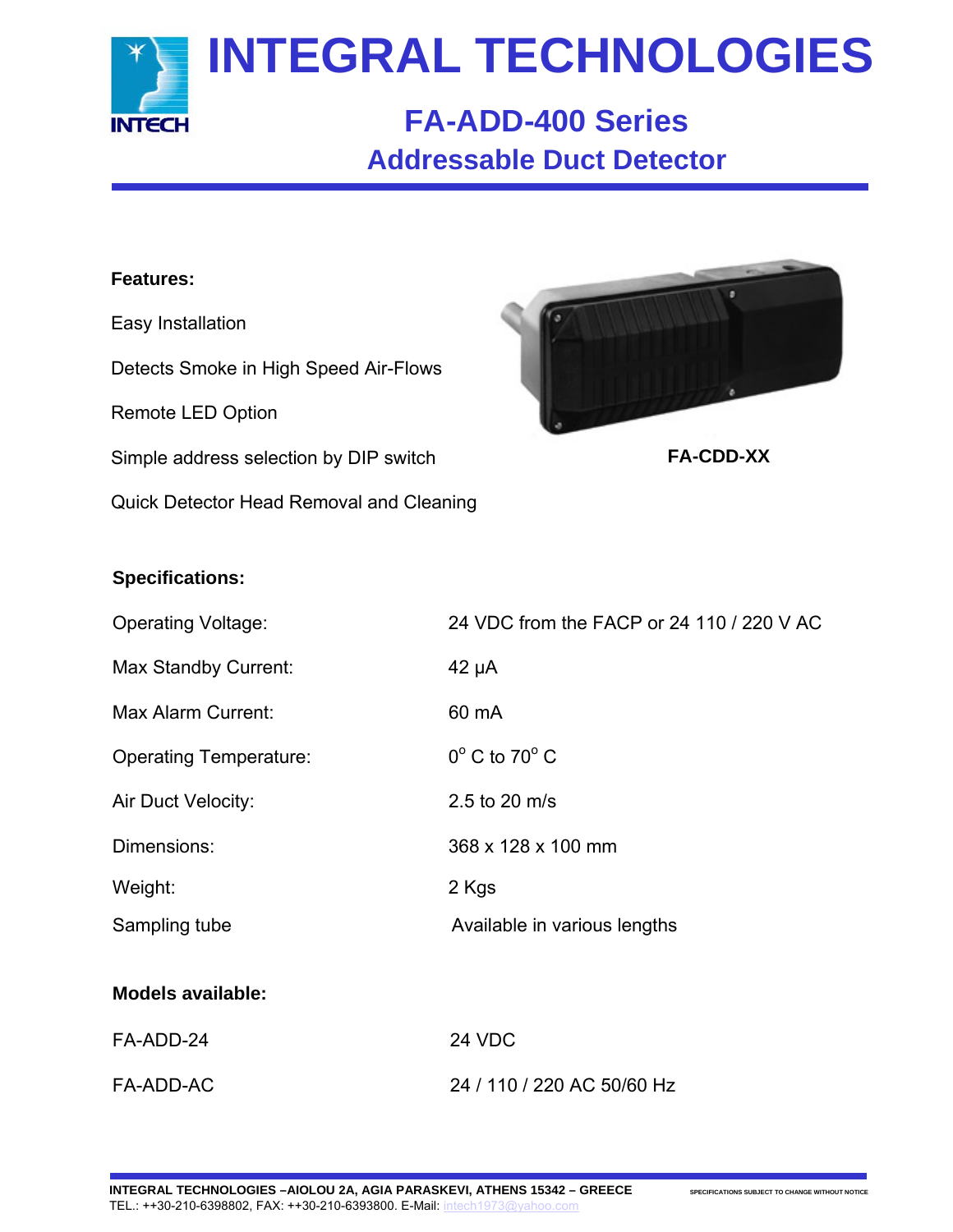# INTEGRAL TECHNOLOGIES

## FA-ADD-400 Series
## Addressable Duct Detector

**Features:**

Easy Installation

Detects Smoke in High Speed Air-Flows

Remote LED Option

Simple address selection by DIP switch

Quick Detector Head Removal and Cleaning

**FA-CDD-XX**

**Specifications:**

| | |
|---|---|
| Operating Voltage: | 24 VDC from the FACP or 24 110 / 220 V AC |
| Max Standby Current: | 42 μA |
| Max Alarm Current: | 60 mA |
| Operating Temperature: | $0^{o}$ C to $70^{o}$ C |
| Air Duct Velocity: | 2.5 to 20 m/s |
| Dimensions: | 368 x 128 x 100 mm |
| Weight: | 2 Kgs |
| Sampling tube | Available in various lengths |

**Models available:**

| | |
|---|---|
| FA-ADD-24 | 24 VDC |
| FA-ADD-AC | 24 / 110 / 220 AC 50/60 Hz |

**INTEGRAL TECHNOLOGIES –AIOLOU 2A, AGIA PARASKEVI, ATHENS 15342 – GREECE**
TEL.: ++30-210-6398802, FAX: ++30-210-6393800. E-Mail: intech1973@yahoo.com

SPECIFICATIONS SUBJECT TO CHANGE WITHOUT NOTICE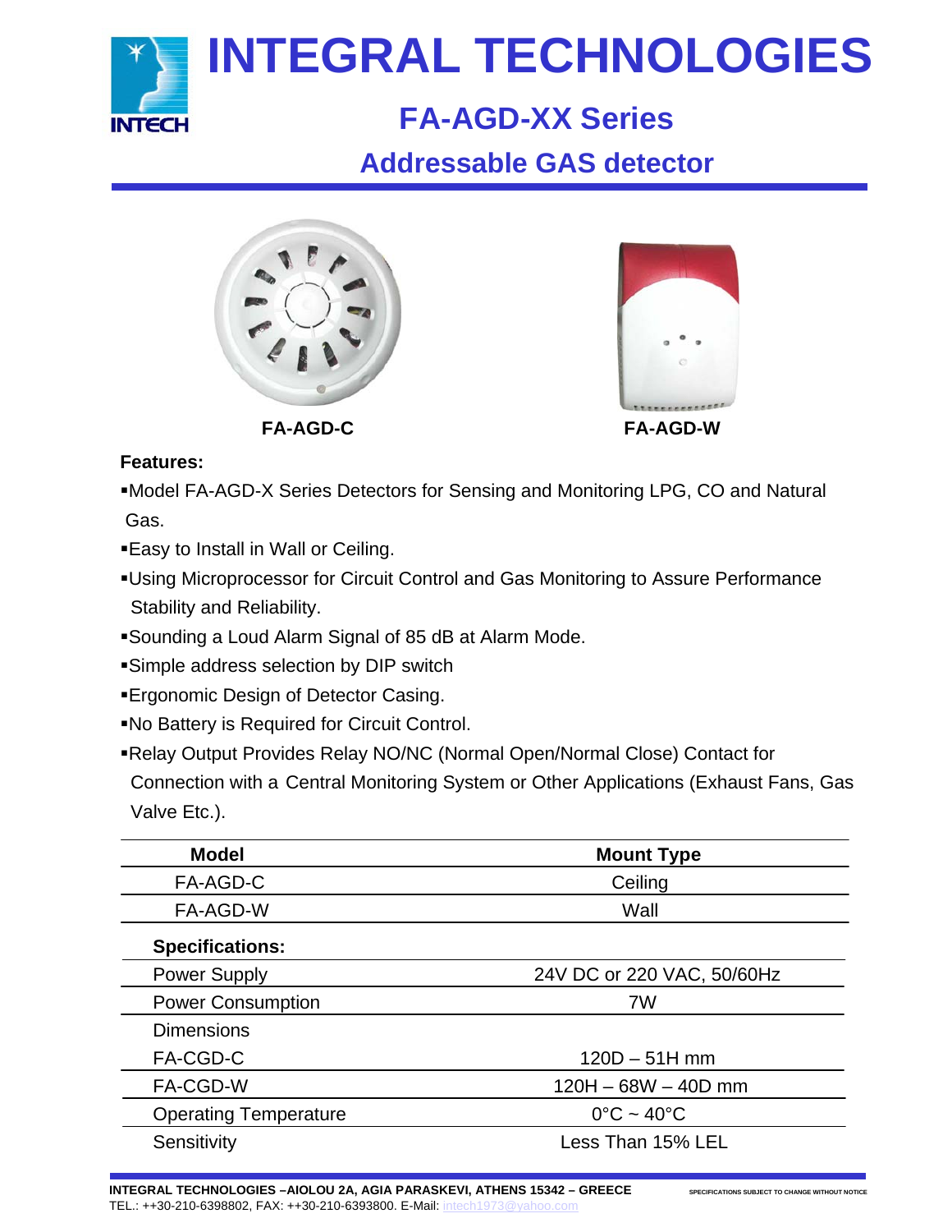# INTEGRAL TECHNOLOGIES

## FA-AGD-XX Series

## Addressable GAS detector

FA-AGD-C

FA-AGD-W

**Features:**

- Model FA-AGD-X Series Detectors for Sensing and Monitoring LPG, CO and Natural Gas.
- Easy to Install in Wall or Ceiling.
- Using Microprocessor for Circuit Control and Gas Monitoring to Assure Performance Stability and Reliability.
- Sounding a Loud Alarm Signal of 85 dB at Alarm Mode.
- Simple address selection by DIP switch
- Ergonomic Design of Detector Casing.
- No Battery is Required for Circuit Control.
- Relay Output Provides Relay NO/NC (Normal Open/Normal Close) Contact for Connection with a Central Monitoring System or Other Applications (Exhaust Fans, Gas Valve Etc.).

| Model | Mount Type |
|---|---|
| FA-AGD-C | Ceiling |
| FA-AGD-W | Wall |

**Specifications:**

| | |
|---|---|
| Power Supply | 24V DC or 220 VAC, 50/60Hz |
| Power Consumption | 7W |
| Dimensions | |
| FA-CGD-C | 120D – 51H mm |
| FA-CGD-W | 120H – 68W – 40D mm |
| Operating Temperature | 0°C ~ 40°C |
| Sensitivity | Less Than 15% LEL |

INTEGRAL TECHNOLOGIES –AIOLOU 2A, AGIA PARASKEVI, ATHENS 15342 – GREECE
TEL.: ++30-210-6398802, FAX: ++30-210-6393800. E-Mail: intech1973@yahoo.com

SPECIFICATIONS SUBJECT TO CHANGE WITHOUT NOTICE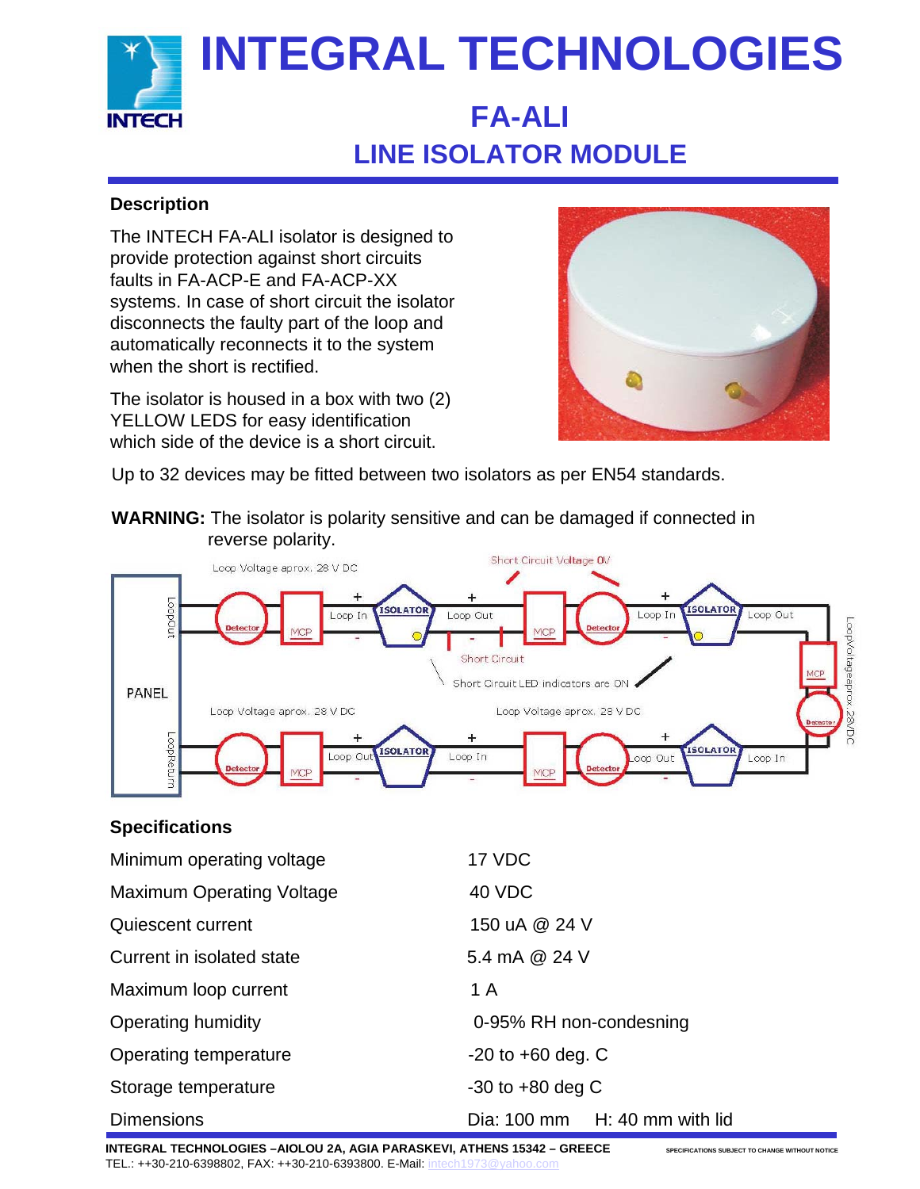# INTEGRAL TECHNOLOGIES

## FA-ALI

## LINE ISOLATOR MODULE

### Description

The INTECH FA-ALI isolator is designed to provide protection against short circuits faults in FA-ACP-E and FA-ACP-XX systems. In case of short circuit the isolator disconnects the faulty part of the loop and automatically reconnects it to the system when the short is rectified.

The isolator is housed in a box with two (2) YELLOW LEDS for easy identification which side of the device is a short circuit.

Up to 32 devices may be fitted between two isolators as per EN54 standards.

**WARNING:** The isolator is polarity sensitive and can be damaged if connected in reverse polarity.

### Specifications

| | |
|---|---|
| Minimum operating voltage | 17 VDC |
| Maximum Operating Voltage | 40 VDC |
| Quiescent current | 150 uA @ 24 V |
| Current in isolated state | 5.4 mA @ 24 V |
| Maximum loop current | 1 A |
| Operating humidity | 0-95% RH non-condesning |
| Operating temperature | -20 to +60 deg. C |
| Storage temperature | -30 to +80 deg C |
| Dimensions | Dia: 100 mm H: 40 mm with lid |

INTEGRAL TECHNOLOGIES –AIOLOU 2A, AGIA PARASKEVI, ATHENS 15342 – GREECE
TEL.: ++30-210-6398802, FAX: ++30-210-6393800. E-Mail: intech1973@yahoo.com

SPECIFICATIONS SUBJECT TO CHANGE WITHOUT NOTICE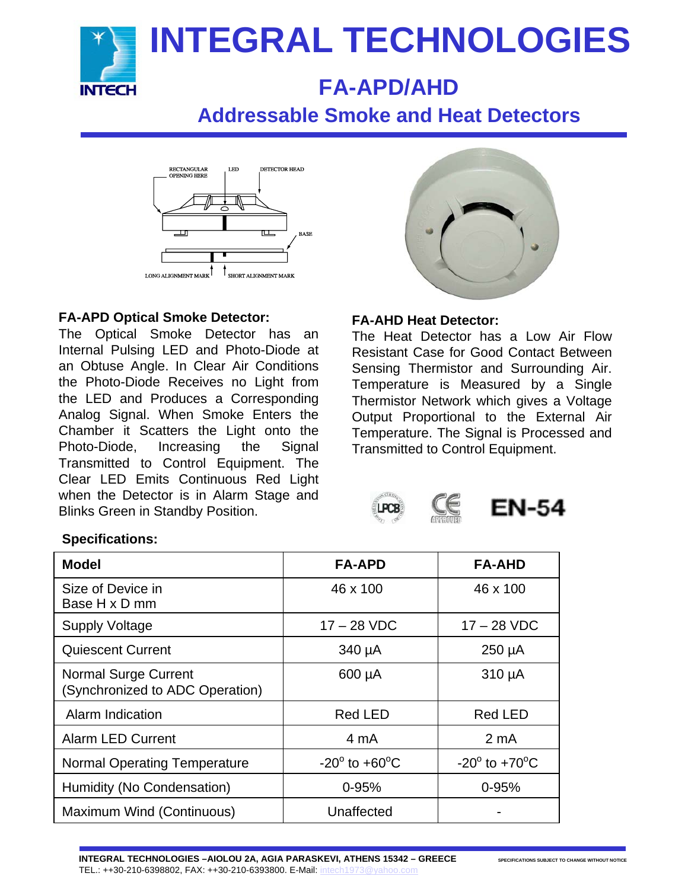# INTEGRAL TECHNOLOGIES

## FA-APD/AHD

## Addressable Smoke and Heat Detectors

### FA-APD Optical Smoke Detector:

The Optical Smoke Detector has an Internal Pulsing LED and Photo-Diode at an Obtuse Angle. In Clear Air Conditions the Photo-Diode Receives no Light from the LED and Produces a Corresponding Analog Signal. When Smoke Enters the Chamber it Scatters the Light onto the Photo-Diode, Increasing the Signal Transmitted to Control Equipment. The Clear LED Emits Continuous Red Light when the Detector is in Alarm Stage and Blinks Green in Standby Position.

### FA-AHD Heat Detector:

The Heat Detector has a Low Air Flow Resistant Case for Good Contact Between Sensing Thermistor and Surrounding Air. Temperature is Measured by a Single Thermistor Network which gives a Voltage Output Proportional to the External Air Temperature. The Signal is Processed and Transmitted to Control Equipment.

LPCB CE EN-54

### Specifications:

| Model | FA-APD | FA-AHD |
|---|---|---|
| Size of Device in Base H x D mm | 46 x 100 | 46 x 100 |
| Supply Voltage | 17 – 28 VDC | 17 – 28 VDC |
| Quiescent Current | 340 µA | 250 µA |
| Normal Surge Current (Synchronized to ADC Operation) | 600 µA | 310 µA |
| Alarm Indication | Red LED | Red LED |
| Alarm LED Current | 4 mA | 2 mA |
| Normal Operating Temperature | -20° to +60°C | -20° to +70°C |
| Humidity (No Condensation) | 0-95% | 0-95% |
| Maximum Wind (Continuous) | Unaffected | - |

INTEGRAL TECHNOLOGIES –AIOLOU 2A, AGIA PARASKEVI, ATHENS 15342 – GREECE
TEL.: ++30-210-6398802, FAX: ++30-210-6393800. E-Mail: intech1973@yahoo.com

SPECIFICATIONS SUBJECT TO CHANGE WITHOUT NOTICE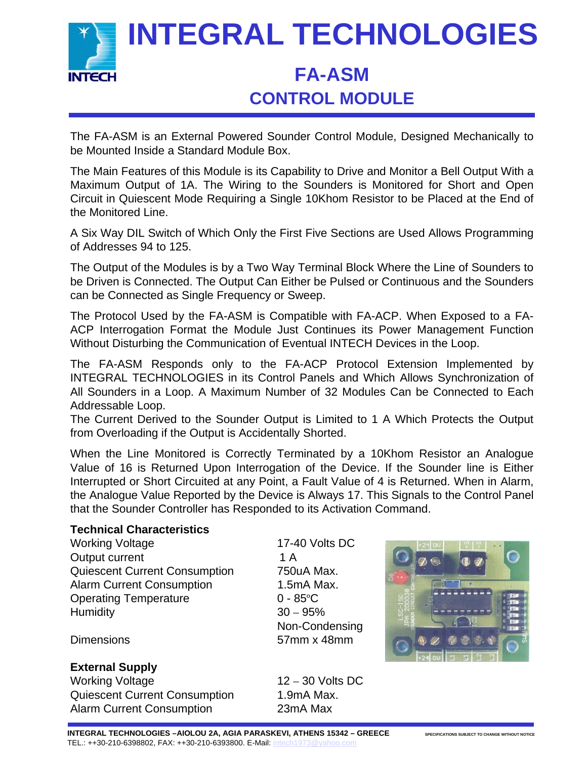# INTEGRAL TECHNOLOGIES

## FA-ASM

## CONTROL MODULE

The FA-ASM is an External Powered Sounder Control Module, Designed Mechanically to be Mounted Inside a Standard Module Box.

The Main Features of this Module is its Capability to Drive and Monitor a Bell Output With a Maximum Output of 1A. The Wiring to the Sounders is Monitored for Short and Open Circuit in Quiescent Mode Requiring a Single 10Khom Resistor to be Placed at the End of the Monitored Line.

A Six Way DIL Switch of Which Only the First Five Sections are Used Allows Programming of Addresses 94 to 125.

The Output of the Modules is by a Two Way Terminal Block Where the Line of Sounders to be Driven is Connected. The Output Can Either be Pulsed or Continuous and the Sounders can be Connected as Single Frequency or Sweep.

The Protocol Used by the FA-ASM is Compatible with FA-ACP. When Exposed to a FA-ACP Interrogation Format the Module Just Continues its Power Management Function Without Disturbing the Communication of Eventual INTECH Devices in the Loop.

The FA-ASM Responds only to the FA-ACP Protocol Extension Implemented by INTEGRAL TECHNOLOGIES in its Control Panels and Which Allows Synchronization of All Sounders in a Loop. A Maximum Number of 32 Modules Can be Connected to Each Addressable Loop.
The Current Derived to the Sounder Output is Limited to 1 A Which Protects the Output from Overloading if the Output is Accidentally Shorted.

When the Line Monitored is Correctly Terminated by a 10Khom Resistor an Analogue Value of 16 is Returned Upon Interrogation of the Device. If the Sounder line is Either Interrupted or Short Circuited at any Point, a Fault Value of 4 is Returned. When in Alarm, the Analogue Value Reported by the Device is Always 17. This Signals to the Control Panel that the Sounder Controller has Responded to its Activation Command.

**Technical Characteristics**

| | |
|---|---|
| Working Voltage | 17-40 Volts DC |
| Output current | 1 A |
| Quiescent Current Consumption | 750uA Max. |
| Alarm Current Consumption | 1.5mA Max. |
| Operating Temperature | 0 - 85ºC |
| Humidity | 30 – 95% Non-Condensing |
| Dimensions | 57mm x 48mm |

**External Supply**

| | |
|---|---|
| Working Voltage | 12 – 30 Volts DC |
| Quiescent Current Consumption | 1.9mA Max. |
| Alarm Current Consumption | 23mA Max |

INTEGRAL TECHNOLOGIES –AIOLOU 2A, AGIA PARASKEVI, ATHENS 15342 – GREECE
TEL.: ++30-210-6398802, FAX: ++30-210-6393800. E-Mail: intech1973@yahoo.com

SPECIFICATIONS SUBJECT TO CHANGE WITHOUT NOTICE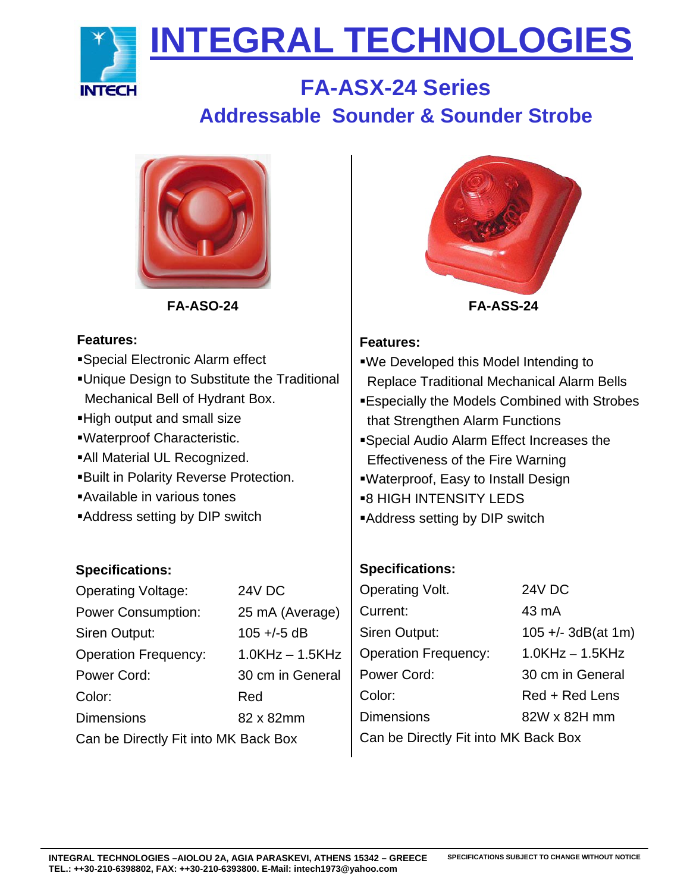# INTEGRAL TECHNOLOGIES

## FA-ASX-24 Series

## Addressable Sounder & Sounder Strobe

### FA-ASO-24

**Features:**

- ▪Special Electronic Alarm effect
- ▪Unique Design to Substitute the Traditional Mechanical Bell of Hydrant Box.
- ▪High output and small size
- ▪Waterproof Characteristic.
- ▪All Material UL Recognized.
- ▪Built in Polarity Reverse Protection.
- ▪Available in various tones
- ▪Address setting by DIP switch

**Specifications:**

| | |
|---|---|
| Operating Voltage: | 24V DC |
| Power Consumption: | 25 mA (Average) |
| Siren Output: | 105 +/-5 dB |
| Operation Frequency: | 1.0KHz – 1.5KHz |
| Power Cord: | 30 cm in General |
| Color: | Red |
| Dimensions | 82 x 82mm |

Can be Directly Fit into MK Back Box

### FA-ASS-24

**Features:**

- ▪We Developed this Model Intending to Replace Traditional Mechanical Alarm Bells
- ▪Especially the Models Combined with Strobes that Strengthen Alarm Functions
- ▪Special Audio Alarm Effect Increases the Effectiveness of the Fire Warning
- ▪Waterproof, Easy to Install Design
- ▪8 HIGH INTENSITY LEDS
- ▪Address setting by DIP switch

**Specifications:**

| | |
|---|---|
| Operating Volt. | 24V DC |
| Current: | 43 mA |
| Siren Output: | 105 +/- 3dB(at 1m) |
| Operation Frequency: | 1.0KHz – 1.5KHz |
| Power Cord: | 30 cm in General |
| Color: | Red + Red Lens |
| Dimensions | 82W x 82H mm |

Can be Directly Fit into MK Back Box

**INTEGRAL TECHNOLOGIES –AIOLOU 2A, AGIA PARASKEVI, ATHENS 15342 – GREECE**
**TEL.: ++30-210-6398802, FAX: ++30-210-6393800. E-Mail: intech1973@yahoo.com**

**SPECIFICATIONS SUBJECT TO CHANGE WITHOUT NOTICE**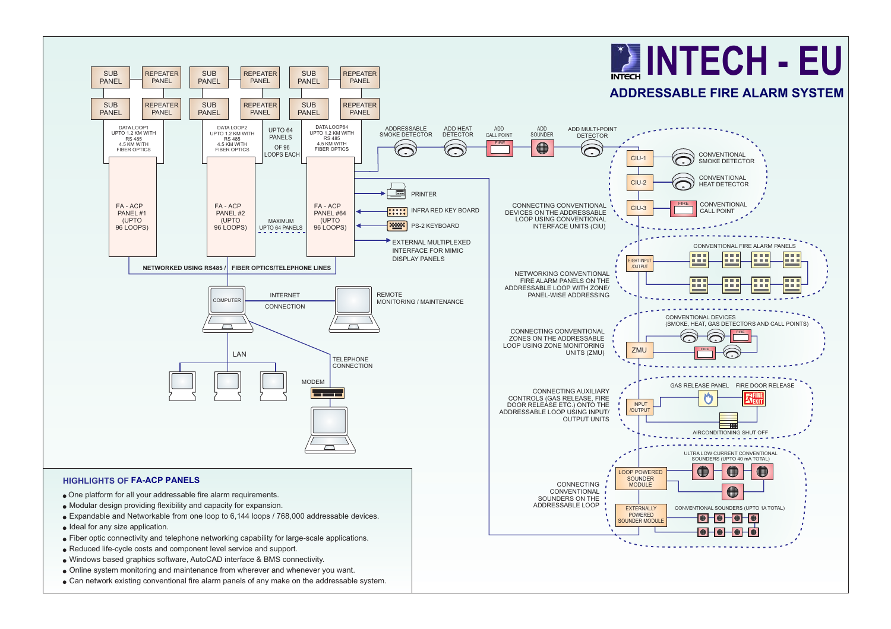# INTECH - EU

## ADDRESSABLE FIRE ALARM SYSTEM

SUB PANEL | REPEATER PANEL | SUB PANEL | REPEATER PANEL

DATA LOOP1 UPTO 1.2 KM WITH RS 485 4.5 KM WITH FIBER OPTICS

DATA LOOP2 UPTO 1.2 KM WITH RS 485 4.5 KM WITH FIBER OPTICS

UPTO 64 PANELS OF 96 LOOPS EACH

DATA LOOP64 UPTO 1.2 KM WITH RS 485 4.5 KM WITH FIBER OPTICS

FA - ACP PANEL #1 (UPTO 96 LOOPS)

FA - ACP PANEL #2 (UPTO 96 LOOPS)

MAXIMUM UPTO 64 PANELS

FA - ACP PANEL #64 (UPTO 96 LOOPS)

NETWORKED USING RS485 / FIBER OPTICS/TELEPHONE LINES

PRINTER

INFRA RED KEY BOARD

PS-2 KEYBOARD

EXTERNAL MULTIPLEXED INTERFACE FOR MIMIC DISPLAY PANELS

COMPUTER — INTERNET CONNECTION — REMOTE MONITORING / MAINTENANCE

LAN

TELEPHONE CONNECTION

MODEM

ADDRESSABLE SMOKE DETECTOR | ADD HEAT DETECTOR | ADD CALL POINT | ADD SOUNDER | ADD MULTI-POINT DETECTOR

CONNECTING CONVENTIONAL DEVICES ON THE ADDRESSABLE LOOP USING CONVENTIONAL INTERFACE UNITS (CIU)

- CIU-1 — CONVENTIONAL SMOKE DETECTOR
- CIU-2 — CONVENTIONAL HEAT DETECTOR
- CIU-3 — CONVENTIONAL CALL POINT

NETWORKING CONVENTIONAL FIRE ALARM PANELS ON THE ADDRESSABLE LOOP WITH ZONE/ PANEL-WISE ADDRESSING

EIGHT INPUT /OUTPUT — CONVENTIONAL FIRE ALARM PANELS

CONNECTING CONVENTIONAL ZONES ON THE ADDRESSABLE LOOP USING ZONE MONITORING UNITS (ZMU)

ZMU — CONVENTIONAL DEVICES (SMOKE, HEAT, GAS DETECTORS AND CALL POINTS)

CONNECTING AUXILIARY CONTROLS (GAS RELEASE, FIRE DOOR RELEASE ETC.) ONTO THE ADDRESSABLE LOOP USING INPUT/ OUTPUT UNITS

INPUT /OUTPUT — GAS RELEASE PANEL, FIRE DOOR RELEASE, AIRCONDITIONING SHUT OFF

CONNECTING CONVENTIONAL SOUNDERS ON THE ADDRESSABLE LOOP

- LOOP POWERED SOUNDER MODULE — ULTRA LOW CURRENT CONVENTIONAL SOUNDERS (UPTO 40 mA TOTAL)
- EXTERNALLY POWERED SOUNDER MODULE — CONVENTIONAL SOUNDERS (UPTO 1A TOTAL)

### HIGHLIGHTS OF FA-ACP PANELS

- One platform for all your addressable fire alarm requirements.
- Modular design providing flexibility and capacity for expansion.
- Expandable and Networkable from one loop to 6,144 loops / 768,000 addressable devices.
- Ideal for any size application.
- Fiber optic connectivity and telephone networking capability for large-scale applications.
- Reduced life-cycle costs and component level service and support.
- Windows based graphics software, AutoCAD interface & BMS connectivity.
- Online system monitoring and maintenance from wherever and whenever you want.
- Can network existing conventional fire alarm panels of any make on the addressable system.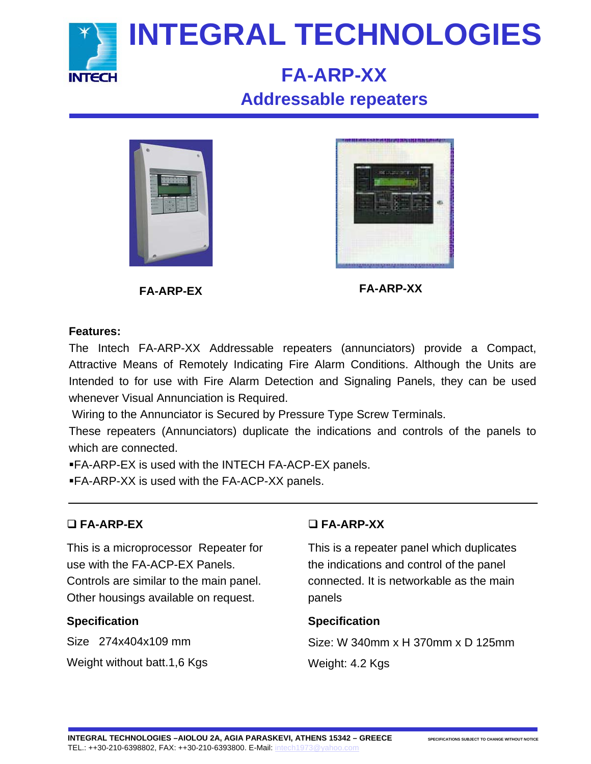# INTEGRAL TECHNOLOGIES

INTECH

## FA-ARP-XX

## Addressable repeaters

**FA-ARP-EX**

**FA-ARP-XX**

**Features:**

The Intech FA-ARP-XX Addressable repeaters (annunciators) provide a Compact, Attractive Means of Remotely Indicating Fire Alarm Conditions. Although the Units are Intended to for use with Fire Alarm Detection and Signaling Panels, they can be used whenever Visual Annunciation is Required.

Wiring to the Annunciator is Secured by Pressure Type Screw Terminals.

These repeaters (Annunciators) duplicate the indications and controls of the panels to which are connected.

- FA-ARP-EX is used with the INTECH FA-ACP-EX panels.
- FA-ARP-XX is used with the FA-ACP-XX panels.

---

### ❑ FA-ARP-EX

This is a microprocessor Repeater for use with the FA-ACP-EX Panels. Controls are similar to the main panel. Other housings available on request.

**Specification**

Size 274x404x109 mm

Weight without batt.1,6 Kgs

### ❑ FA-ARP-XX

This is a repeater panel which duplicates the indications and control of the panel connected. It is networkable as the main panels

**Specification**

Size: W 340mm x H 370mm x D 125mm

Weight: 4.2 Kgs

**INTEGRAL TECHNOLOGIES –AIOLOU 2A, AGIA PARASKEVI, ATHENS 15342 – GREECE**

TEL.: ++30-210-6398802, FAX: ++30-210-6393800. E-Mail: intech1973@yahoo.com

SPECIFICATIONS SUBJECT TO CHANGE WITHOUT NOTICE